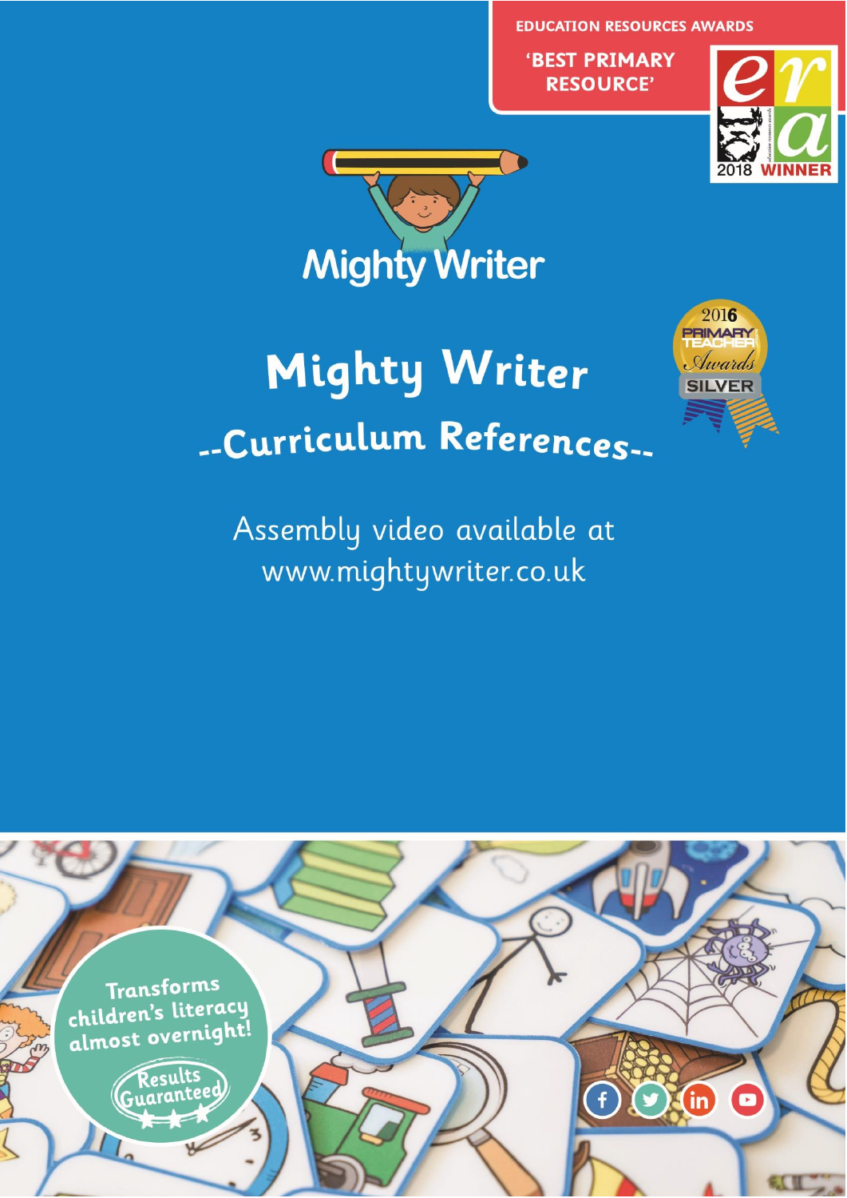EDUCATION RESOURCES AWARDS

'BEST PRIMARY RESOURCE'

2018 WINNER

Mighty Writer

2016 PRIMARY TEACHER Awards SILVER

# Mighty Writer

## --Curriculum References--

Assembly video available at www.mightywriter.co.uk

Transforms children's literacy almost overnight!

Results Guaranteed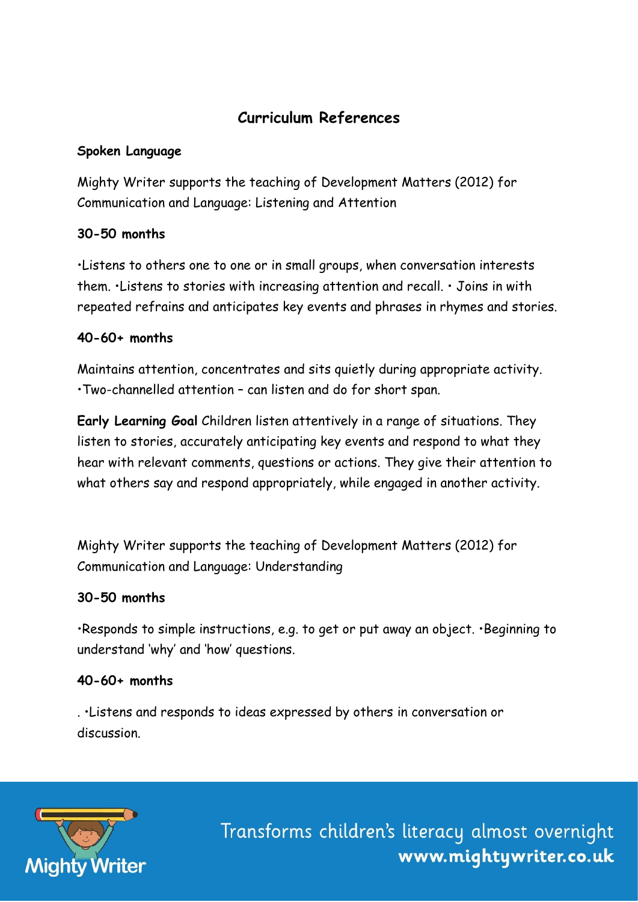## Curriculum References

### Spoken Language

Mighty Writer supports the teaching of Development Matters (2012) for Communication and Language: Listening and Attention

**30-50 months**

•Listens to others one to one or in small groups, when conversation interests them. •Listens to stories with increasing attention and recall. • Joins in with repeated refrains and anticipates key events and phrases in rhymes and stories.

**40-60+ months**

Maintains attention, concentrates and sits quietly during appropriate activity. •Two-channelled attention – can listen and do for short span.

**Early Learning Goal** Children listen attentively in a range of situations. They listen to stories, accurately anticipating key events and respond to what they hear with relevant comments, questions or actions. They give their attention to what others say and respond appropriately, while engaged in another activity.

Mighty Writer supports the teaching of Development Matters (2012) for Communication and Language: Understanding

**30-50 months**

•Responds to simple instructions, e.g. to get or put away an object. •Beginning to understand 'why' and 'how' questions.

**40-60+ months**

. •Listens and responds to ideas expressed by others in conversation or discussion.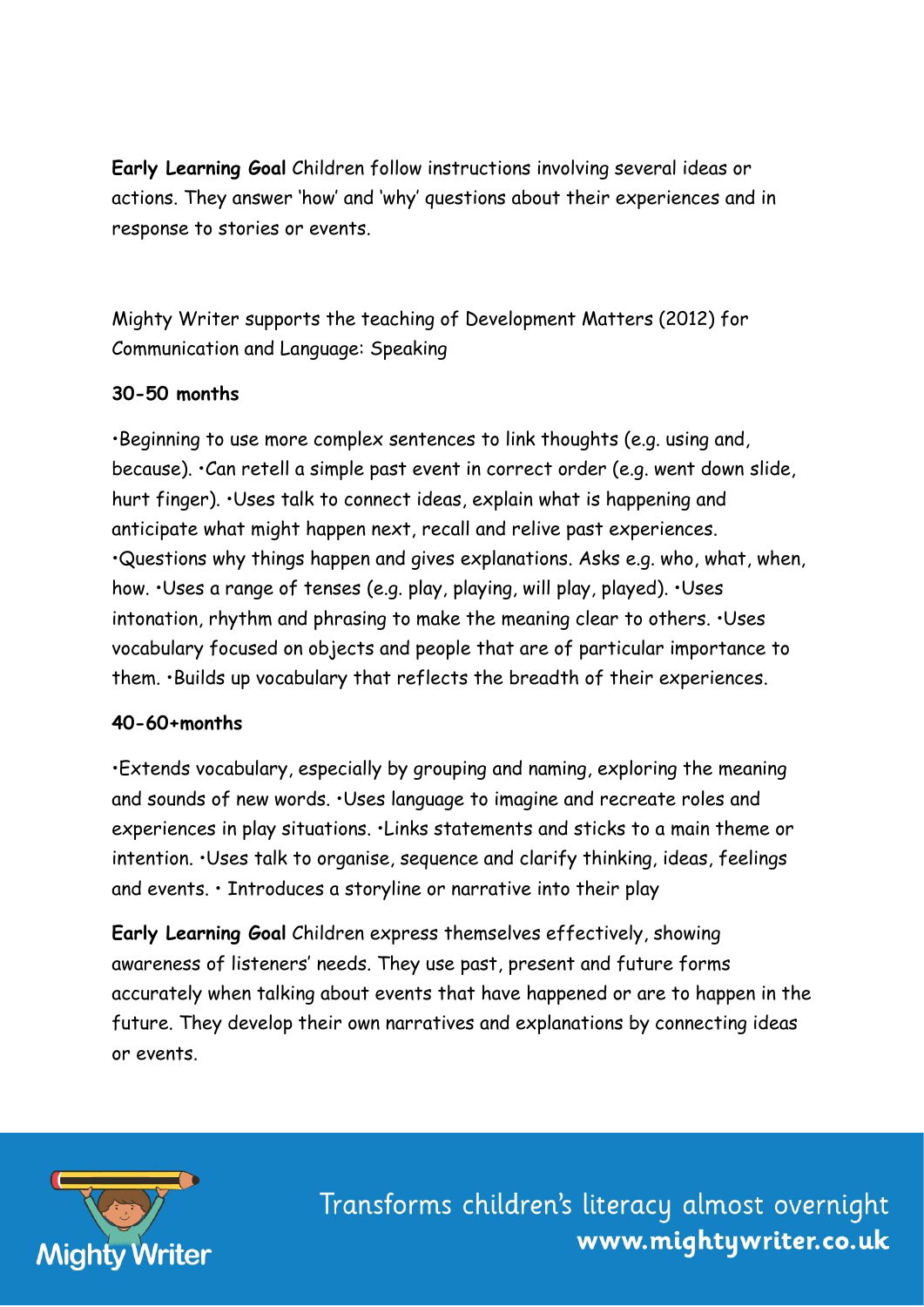**Early Learning Goal** Children follow instructions involving several ideas or actions. They answer 'how' and 'why' questions about their experiences and in response to stories or events.

Mighty Writer supports the teaching of Development Matters (2012) for Communication and Language: Speaking

**30-50 months**

•Beginning to use more complex sentences to link thoughts (e.g. using and, because). •Can retell a simple past event in correct order (e.g. went down slide, hurt finger). •Uses talk to connect ideas, explain what is happening and anticipate what might happen next, recall and relive past experiences. •Questions why things happen and gives explanations. Asks e.g. who, what, when, how. •Uses a range of tenses (e.g. play, playing, will play, played). •Uses intonation, rhythm and phrasing to make the meaning clear to others. •Uses vocabulary focused on objects and people that are of particular importance to them. •Builds up vocabulary that reflects the breadth of their experiences.

**40-60+months**

•Extends vocabulary, especially by grouping and naming, exploring the meaning and sounds of new words. •Uses language to imagine and recreate roles and experiences in play situations. •Links statements and sticks to a main theme or intention. •Uses talk to organise, sequence and clarify thinking, ideas, feelings and events. • Introduces a storyline or narrative into their play

**Early Learning Goal** Children express themselves effectively, showing awareness of listeners' needs. They use past, present and future forms accurately when talking about events that have happened or are to happen in the future. They develop their own narratives and explanations by connecting ideas or events.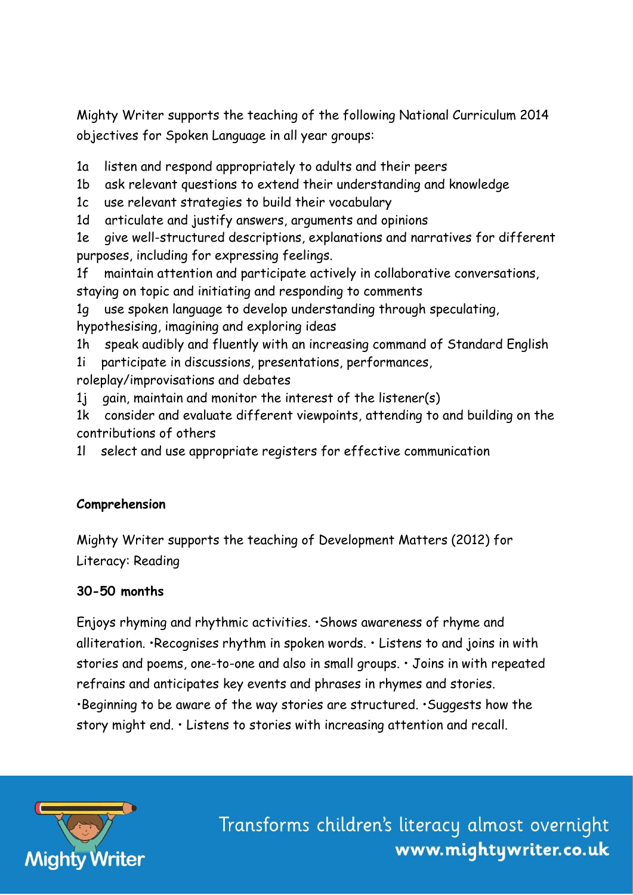Mighty Writer supports the teaching of the following National Curriculum 2014 objectives for Spoken Language in all year groups:

1a listen and respond appropriately to adults and their peers
1b ask relevant questions to extend their understanding and knowledge
1c use relevant strategies to build their vocabulary
1d articulate and justify answers, arguments and opinions
1e give well-structured descriptions, explanations and narratives for different purposes, including for expressing feelings.
1f maintain attention and participate actively in collaborative conversations, staying on topic and initiating and responding to comments
1g use spoken language to develop understanding through speculating, hypothesising, imagining and exploring ideas
1h speak audibly and fluently with an increasing command of Standard English
1i participate in discussions, presentations, performances, roleplay/improvisations and debates
1j gain, maintain and monitor the interest of the listener(s)
1k consider and evaluate different viewpoints, attending to and building on the contributions of others
1l select and use appropriate registers for effective communication

**Comprehension**

Mighty Writer supports the teaching of Development Matters (2012) for Literacy: Reading

**30-50 months**

Enjoys rhyming and rhythmic activities. •Shows awareness of rhyme and alliteration. •Recognises rhythm in spoken words. • Listens to and joins in with stories and poems, one-to-one and also in small groups. • Joins in with repeated refrains and anticipates key events and phrases in rhymes and stories. •Beginning to be aware of the way stories are structured. •Suggests how the story might end. • Listens to stories with increasing attention and recall.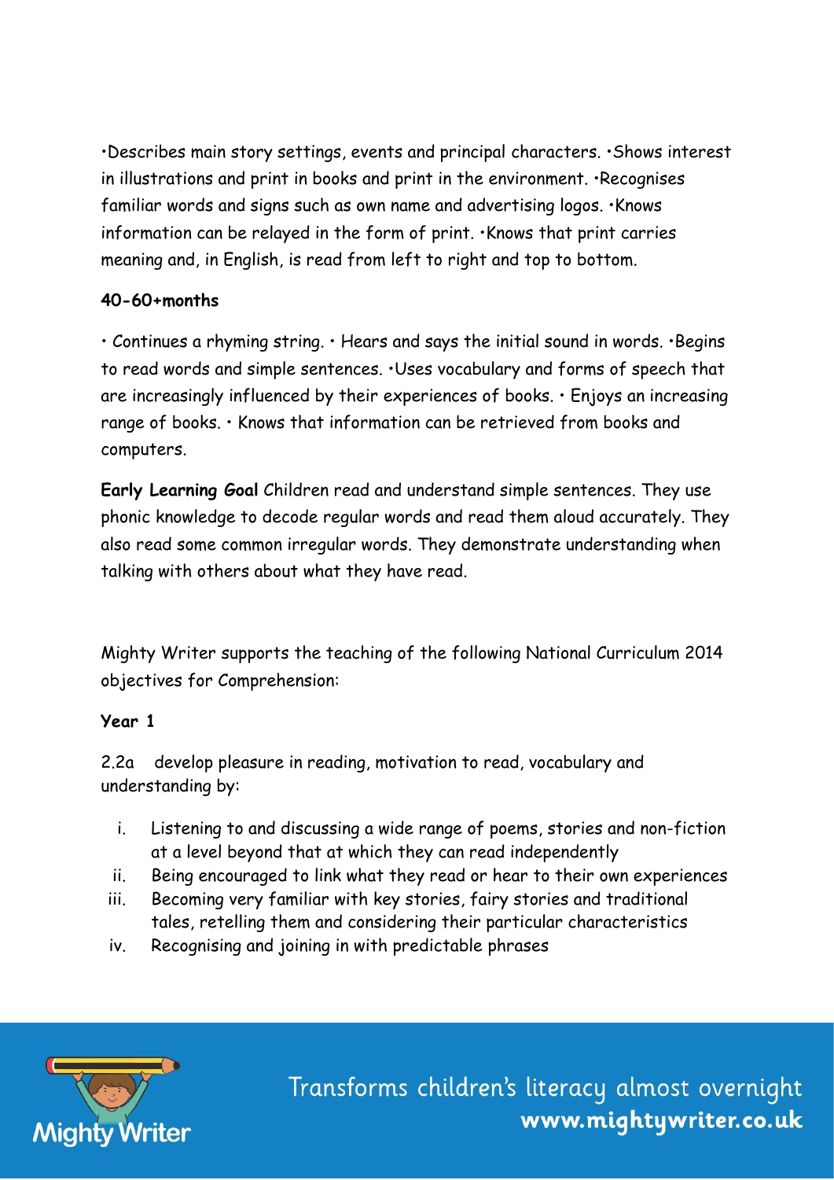•Describes main story settings, events and principal characters. •Shows interest in illustrations and print in books and print in the environment. •Recognises familiar words and signs such as own name and advertising logos. •Knows information can be relayed in the form of print. •Knows that print carries meaning and, in English, is read from left to right and top to bottom.

**40-60+months**

• Continues a rhyming string. • Hears and says the initial sound in words. •Begins to read words and simple sentences. •Uses vocabulary and forms of speech that are increasingly influenced by their experiences of books. • Enjoys an increasing range of books. • Knows that information can be retrieved from books and computers.

**Early Learning Goal** Children read and understand simple sentences. They use phonic knowledge to decode regular words and read them aloud accurately. They also read some common irregular words. They demonstrate understanding when talking with others about what they have read.

Mighty Writer supports the teaching of the following National Curriculum 2014 objectives for Comprehension:

**Year 1**

2.2a develop pleasure in reading, motivation to read, vocabulary and understanding by:

i. Listening to and discussing a wide range of poems, stories and non-fiction at a level beyond that at which they can read independently
ii. Being encouraged to link what they read or hear to their own experiences
iii. Becoming very familiar with key stories, fairy stories and traditional tales, retelling them and considering their particular characteristics
iv. Recognising and joining in with predictable phrases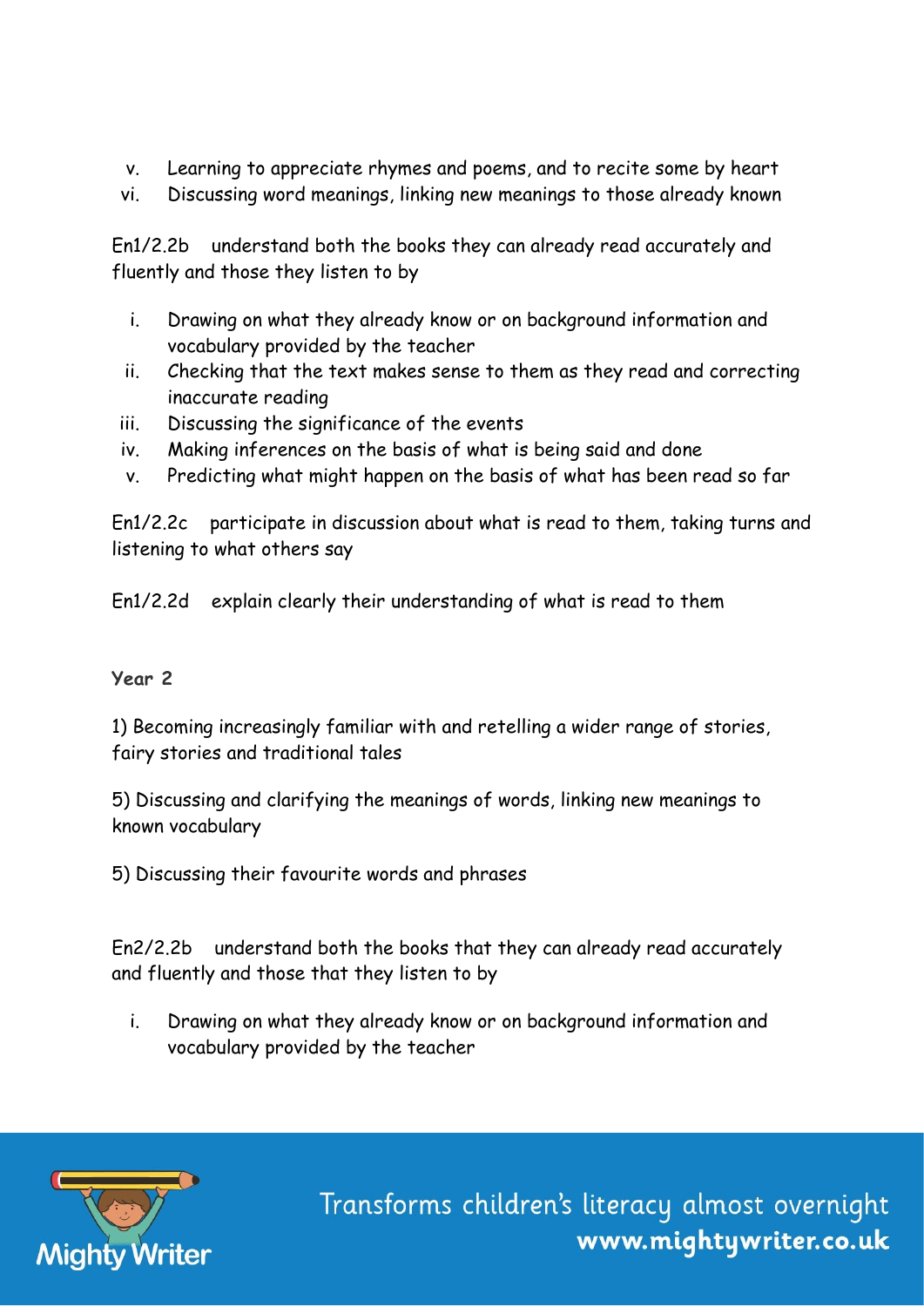v. Learning to appreciate rhymes and poems, and to recite some by heart
vi. Discussing word meanings, linking new meanings to those already known

En1/2.2b understand both the books they can already read accurately and fluently and those they listen to by

i. Drawing on what they already know or on background information and vocabulary provided by the teacher
ii. Checking that the text makes sense to them as they read and correcting inaccurate reading
iii. Discussing the significance of the events
iv. Making inferences on the basis of what is being said and done
v. Predicting what might happen on the basis of what has been read so far

En1/2.2c participate in discussion about what is read to them, taking turns and listening to what others say

En1/2.2d explain clearly their understanding of what is read to them

**Year 2**

1) Becoming increasingly familiar with and retelling a wider range of stories, fairy stories and traditional tales

5) Discussing and clarifying the meanings of words, linking new meanings to known vocabulary

5) Discussing their favourite words and phrases

En2/2.2b understand both the books that they can already read accurately and fluently and those that they listen to by

i. Drawing on what they already know or on background information and vocabulary provided by the teacher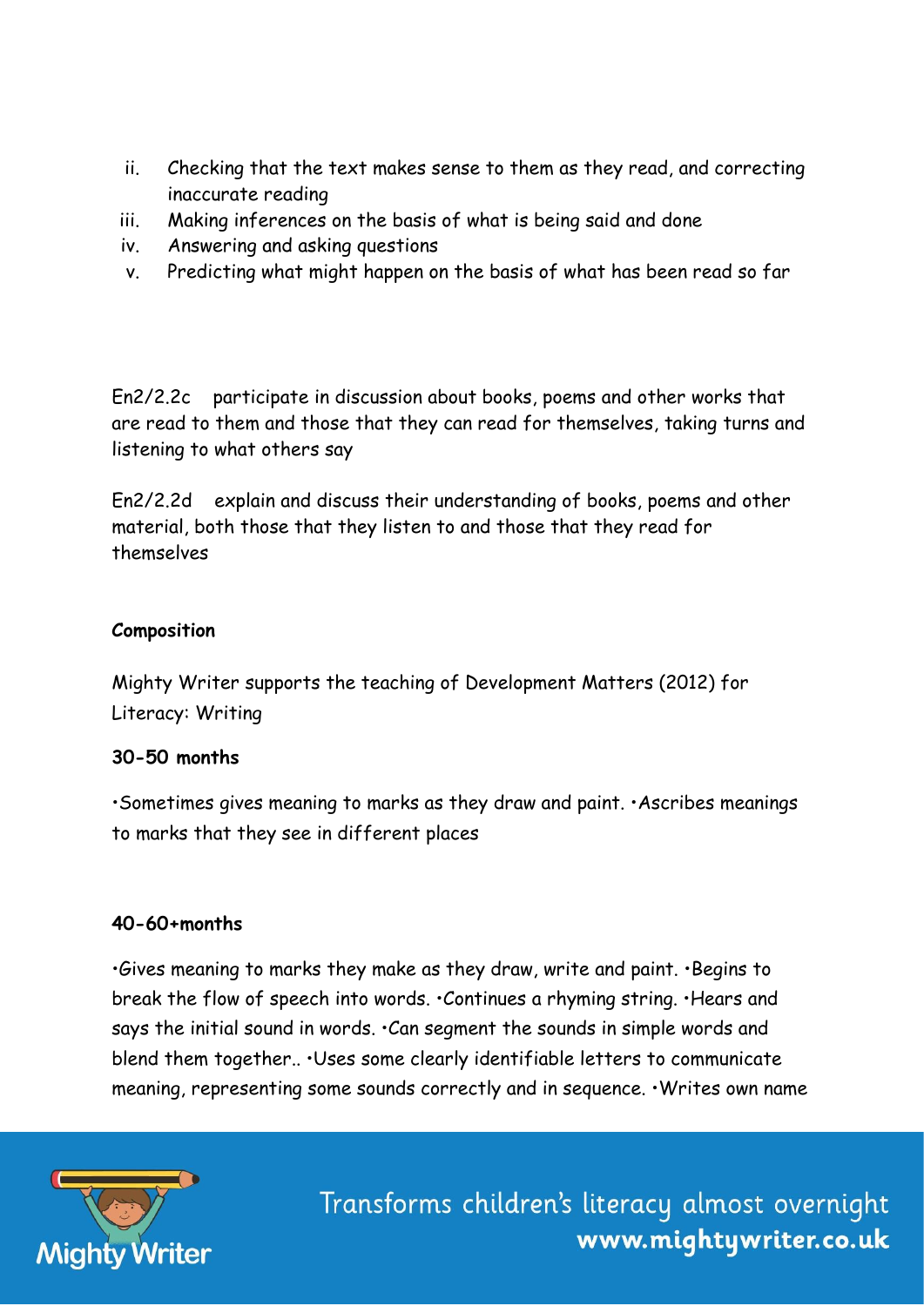ii. Checking that the text makes sense to them as they read, and correcting inaccurate reading
iii. Making inferences on the basis of what is being said and done
iv. Answering and asking questions
v. Predicting what might happen on the basis of what has been read so far

En2/2.2c participate in discussion about books, poems and other works that are read to them and those that they can read for themselves, taking turns and listening to what others say

En2/2.2d explain and discuss their understanding of books, poems and other material, both those that they listen to and those that they read for themselves

**Composition**

Mighty Writer supports the teaching of Development Matters (2012) for Literacy: Writing

**30-50 months**

•Sometimes gives meaning to marks as they draw and paint. •Ascribes meanings to marks that they see in different places

**40-60+months**

•Gives meaning to marks they make as they draw, write and paint. •Begins to break the flow of speech into words. •Continues a rhyming string. •Hears and says the initial sound in words. •Can segment the sounds in simple words and blend them together.. •Uses some clearly identifiable letters to communicate meaning, representing some sounds correctly and in sequence. •Writes own name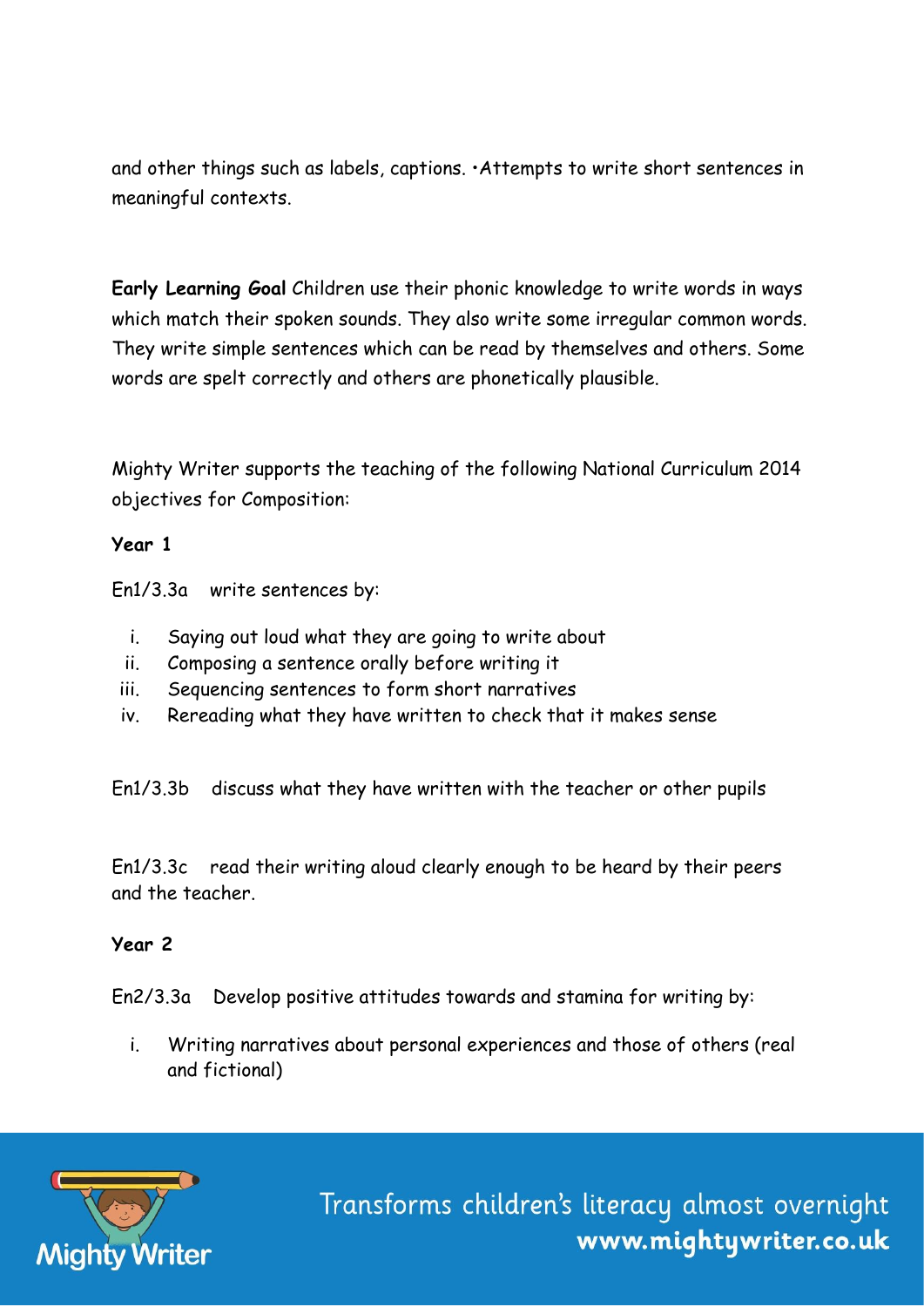and other things such as labels, captions. •Attempts to write short sentences in meaningful contexts.

**Early Learning Goal** Children use their phonic knowledge to write words in ways which match their spoken sounds. They also write some irregular common words. They write simple sentences which can be read by themselves and others. Some words are spelt correctly and others are phonetically plausible.

Mighty Writer supports the teaching of the following National Curriculum 2014 objectives for Composition:

**Year 1**

En1/3.3a write sentences by:

i. Saying out loud what they are going to write about
ii. Composing a sentence orally before writing it
iii. Sequencing sentences to form short narratives
iv. Rereading what they have written to check that it makes sense

En1/3.3b discuss what they have written with the teacher or other pupils

En1/3.3c read their writing aloud clearly enough to be heard by their peers and the teacher.

**Year 2**

En2/3.3a Develop positive attitudes towards and stamina for writing by:

i. Writing narratives about personal experiences and those of others (real and fictional)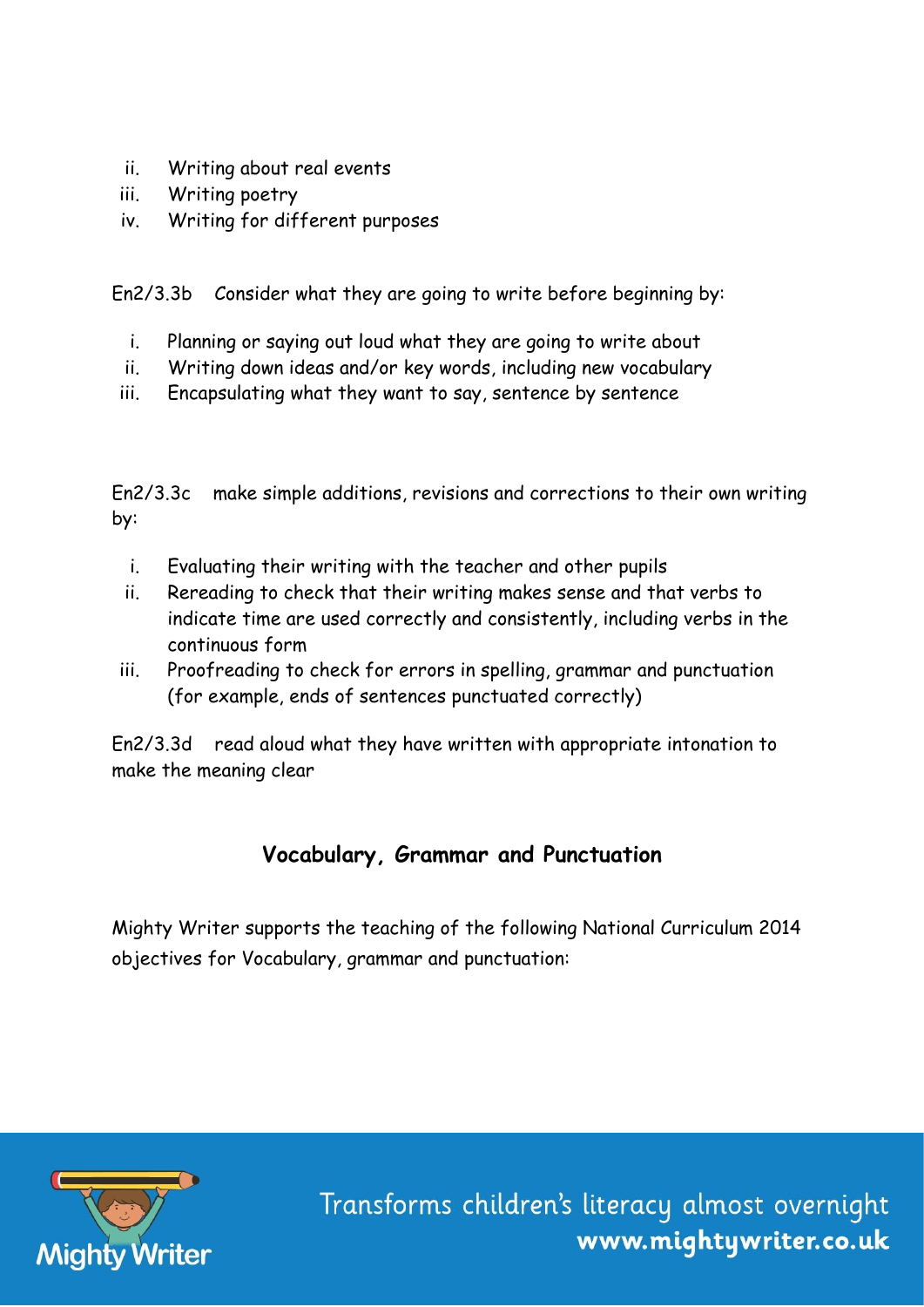ii. Writing about real events
iii. Writing poetry
iv. Writing for different purposes

En2/3.3b Consider what they are going to write before beginning by:

i. Planning or saying out loud what they are going to write about
ii. Writing down ideas and/or key words, including new vocabulary
iii. Encapsulating what they want to say, sentence by sentence

En2/3.3c make simple additions, revisions and corrections to their own writing by:

i. Evaluating their writing with the teacher and other pupils
ii. Rereading to check that their writing makes sense and that verbs to indicate time are used correctly and consistently, including verbs in the continuous form
iii. Proofreading to check for errors in spelling, grammar and punctuation (for example, ends of sentences punctuated correctly)

En2/3.3d read aloud what they have written with appropriate intonation to make the meaning clear

## Vocabulary, Grammar and Punctuation

Mighty Writer supports the teaching of the following National Curriculum 2014 objectives for Vocabulary, grammar and punctuation: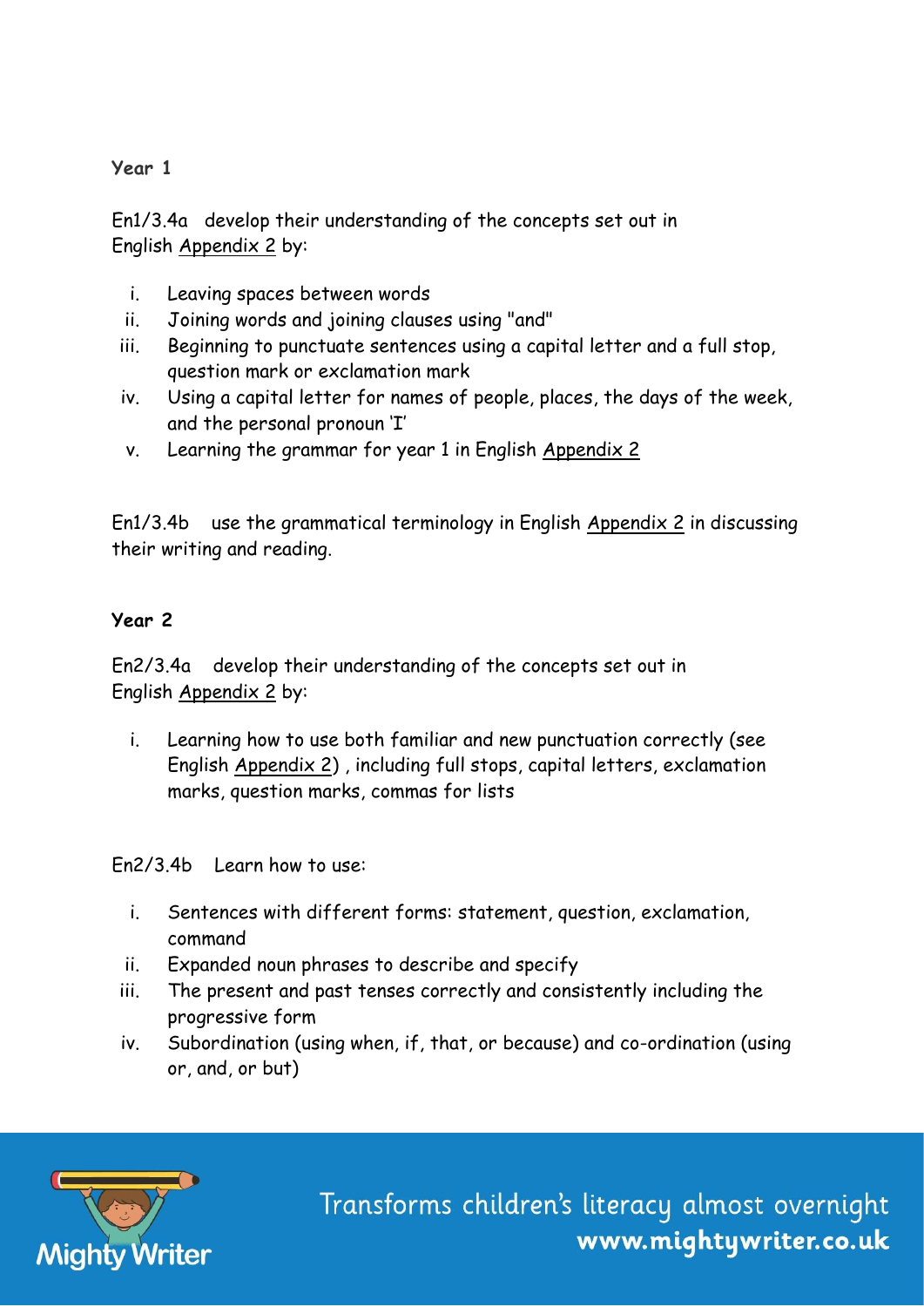**Year 1**

En1/3.4a develop their understanding of the concepts set out in English Appendix 2 by:

i. Leaving spaces between words
ii. Joining words and joining clauses using "and"
iii. Beginning to punctuate sentences using a capital letter and a full stop, question mark or exclamation mark
iv. Using a capital letter for names of people, places, the days of the week, and the personal pronoun 'I'
v. Learning the grammar for year 1 in English Appendix 2

En1/3.4b use the grammatical terminology in English Appendix 2 in discussing their writing and reading.

**Year 2**

En2/3.4a develop their understanding of the concepts set out in English Appendix 2 by:

i. Learning how to use both familiar and new punctuation correctly (see English Appendix 2) , including full stops, capital letters, exclamation marks, question marks, commas for lists

En2/3.4b Learn how to use:

i. Sentences with different forms: statement, question, exclamation, command
ii. Expanded noun phrases to describe and specify
iii. The present and past tenses correctly and consistently including the progressive form
iv. Subordination (using when, if, that, or because) and co-ordination (using or, and, or but)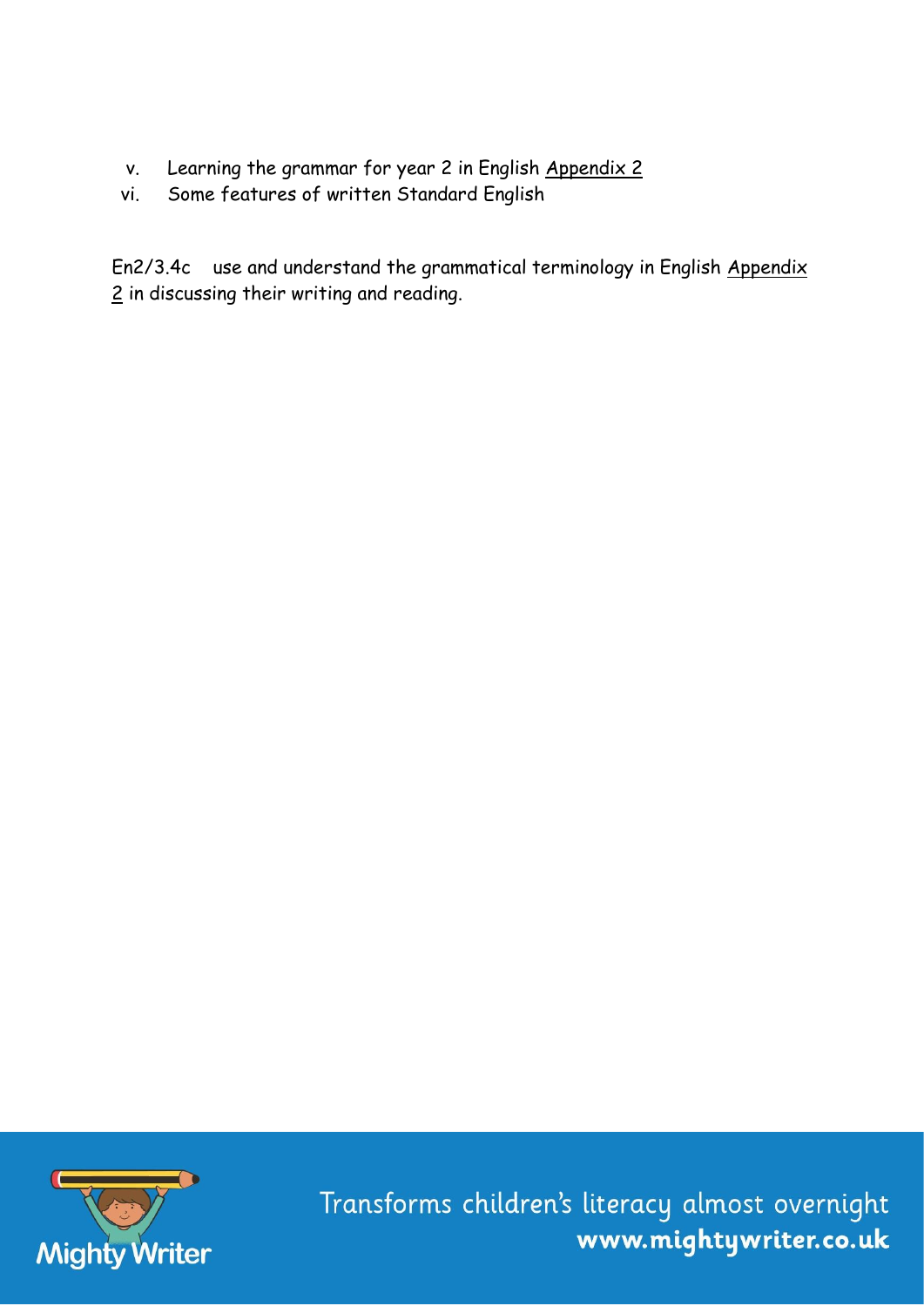v. Learning the grammar for year 2 in English Appendix 2
vi. Some features of written Standard English

En2/3.4c use and understand the grammatical terminology in English Appendix 2 in discussing their writing and reading.